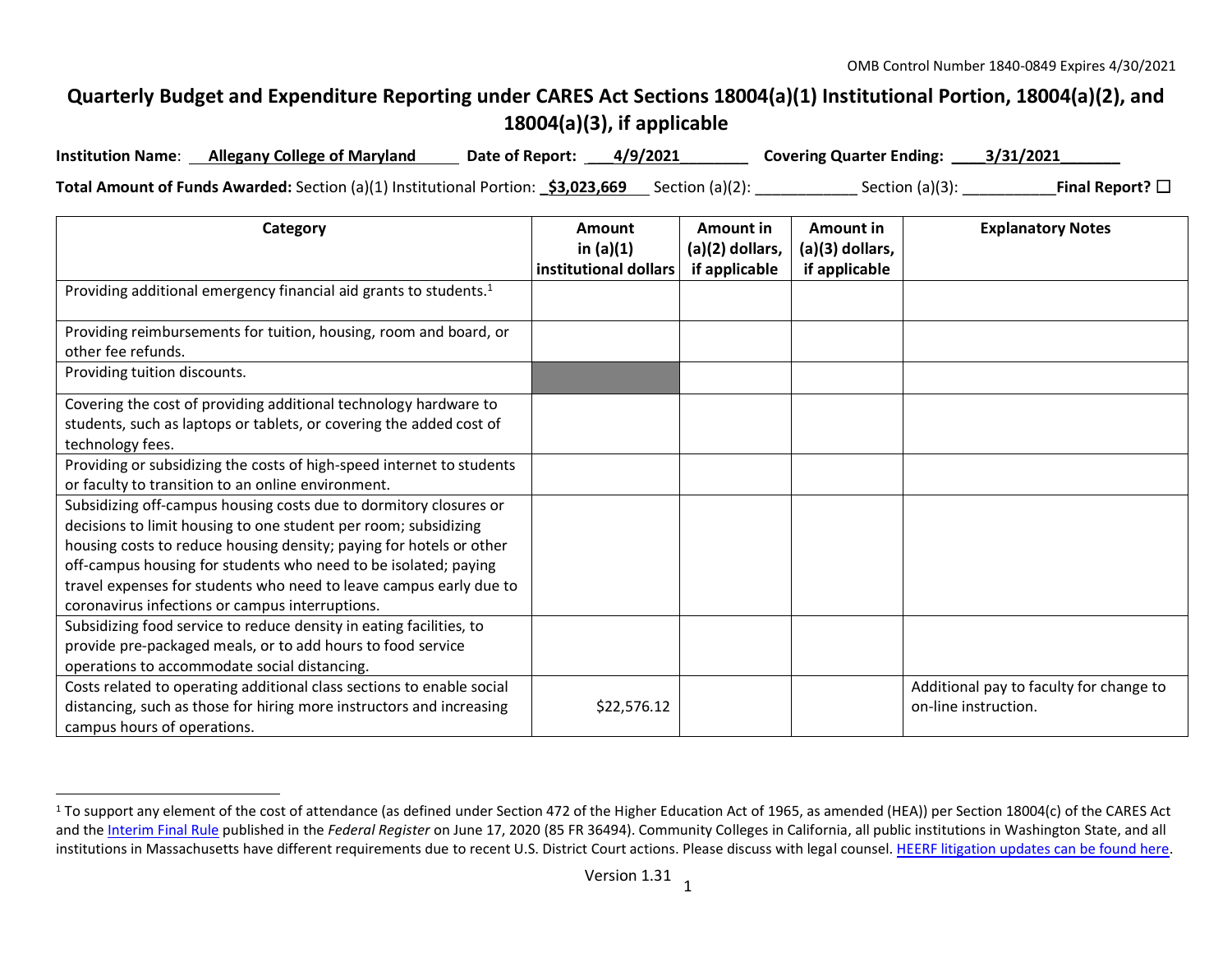OMB Control Number 1840-0849 Expires 4/30/2021

# Quarterly Budget and Expenditure Reporting under CARES Act Sections 18004(a)(1) Institutional Portion, 18004(a)(2), and 18004(a)(3), if applicable

**Institution Name**: **Allegany College of Maryland** **Date of Report:** **4/9/2021** **Covering Quarter Ending:** **3/31/2021**

**Total Amount of Funds Awarded:** Section (a)(1) Institutional Portion: **$3,023,669** Section (a)(2): ____________ Section (a)(3): ___________ **Final Report?** ☐

| Category | Amount in (a)(1) institutional dollars | Amount in (a)(2) dollars, if applicable | Amount in (a)(3) dollars, if applicable | Explanatory Notes |
|---|---|---|---|---|
| Providing additional emergency financial aid grants to students.[1] | | | | |
| Providing reimbursements for tuition, housing, room and board, or other fee refunds. | | | | |
| Providing tuition discounts. | | | | |
| Covering the cost of providing additional technology hardware to students, such as laptops or tablets, or covering the added cost of technology fees. | | | | |
| Providing or subsidizing the costs of high-speed internet to students or faculty to transition to an online environment. | | | | |
| Subsidizing off-campus housing costs due to dormitory closures or decisions to limit housing to one student per room; subsidizing housing costs to reduce housing density; paying for hotels or other off-campus housing for students who need to be isolated; paying travel expenses for students who need to leave campus early due to coronavirus infections or campus interruptions. | | | | |
| Subsidizing food service to reduce density in eating facilities, to provide pre-packaged meals, or to add hours to food service operations to accommodate social distancing. | | | | |
| Costs related to operating additional class sections to enable social distancing, such as those for hiring more instructors and increasing campus hours of operations. | $22,576.12 | | | Additional pay to faculty for change to on-line instruction. |

[1] To support any element of the cost of attendance (as defined under Section 472 of the Higher Education Act of 1965, as amended (HEA)) per Section 18004(c) of the CARES Act and the Interim Final Rule published in the *Federal Register* on June 17, 2020 (85 FR 36494). Community Colleges in California, all public institutions in Washington State, and all institutions in Massachusetts have different requirements due to recent U.S. District Court actions. Please discuss with legal counsel. HEERF litigation updates can be found here.

Version 1.31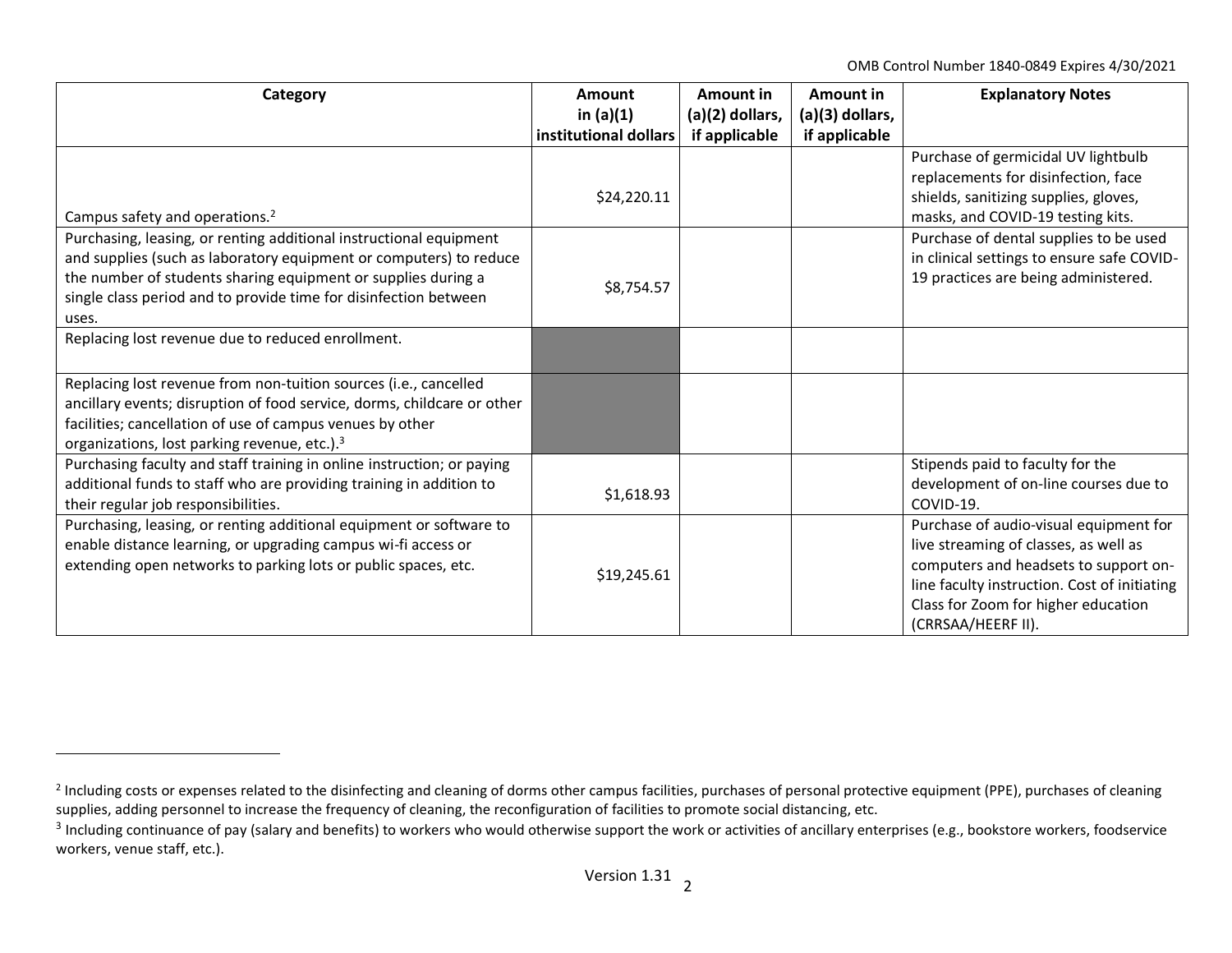| Category | Amount in (a)(1) institutional dollars | Amount in (a)(2) dollars, if applicable | Amount in (a)(3) dollars, if applicable | Explanatory Notes |
|---|---|---|---|---|
| Campus safety and operations.[2] | $24,220.11 | | | Purchase of germicidal UV lightbulb replacements for disinfection, face shields, sanitizing supplies, gloves, masks, and COVID-19 testing kits. |
| Purchasing, leasing, or renting additional instructional equipment and supplies (such as laboratory equipment or computers) to reduce the number of students sharing equipment or supplies during a single class period and to provide time for disinfection between uses. | $8,754.57 | | | Purchase of dental supplies to be used in clinical settings to ensure safe COVID-19 practices are being administered. |
| Replacing lost revenue due to reduced enrollment. | | | | |
| Replacing lost revenue from non-tuition sources (i.e., cancelled ancillary events; disruption of food service, dorms, childcare or other facilities; cancellation of use of campus venues by other organizations, lost parking revenue, etc.).[3] | | | | |
| Purchasing faculty and staff training in online instruction; or paying additional funds to staff who are providing training in addition to their regular job responsibilities. | $1,618.93 | | | Stipends paid to faculty for the development of on-line courses due to COVID-19. |
| Purchasing, leasing, or renting additional equipment or software to enable distance learning, or upgrading campus wi-fi access or extending open networks to parking lots or public spaces, etc. | $19,245.61 | | | Purchase of audio-visual equipment for live streaming of classes, as well as computers and headsets to support on-line faculty instruction. Cost of initiating Class for Zoom for higher education (CRRSAA/HEERF II). |

[2] Including costs or expenses related to the disinfecting and cleaning of dorms other campus facilities, purchases of personal protective equipment (PPE), purchases of cleaning supplies, adding personnel to increase the frequency of cleaning, the reconfiguration of facilities to promote social distancing, etc.

[3] Including continuance of pay (salary and benefits) to workers who would otherwise support the work or activities of ancillary enterprises (e.g., bookstore workers, foodservice workers, venue staff, etc.).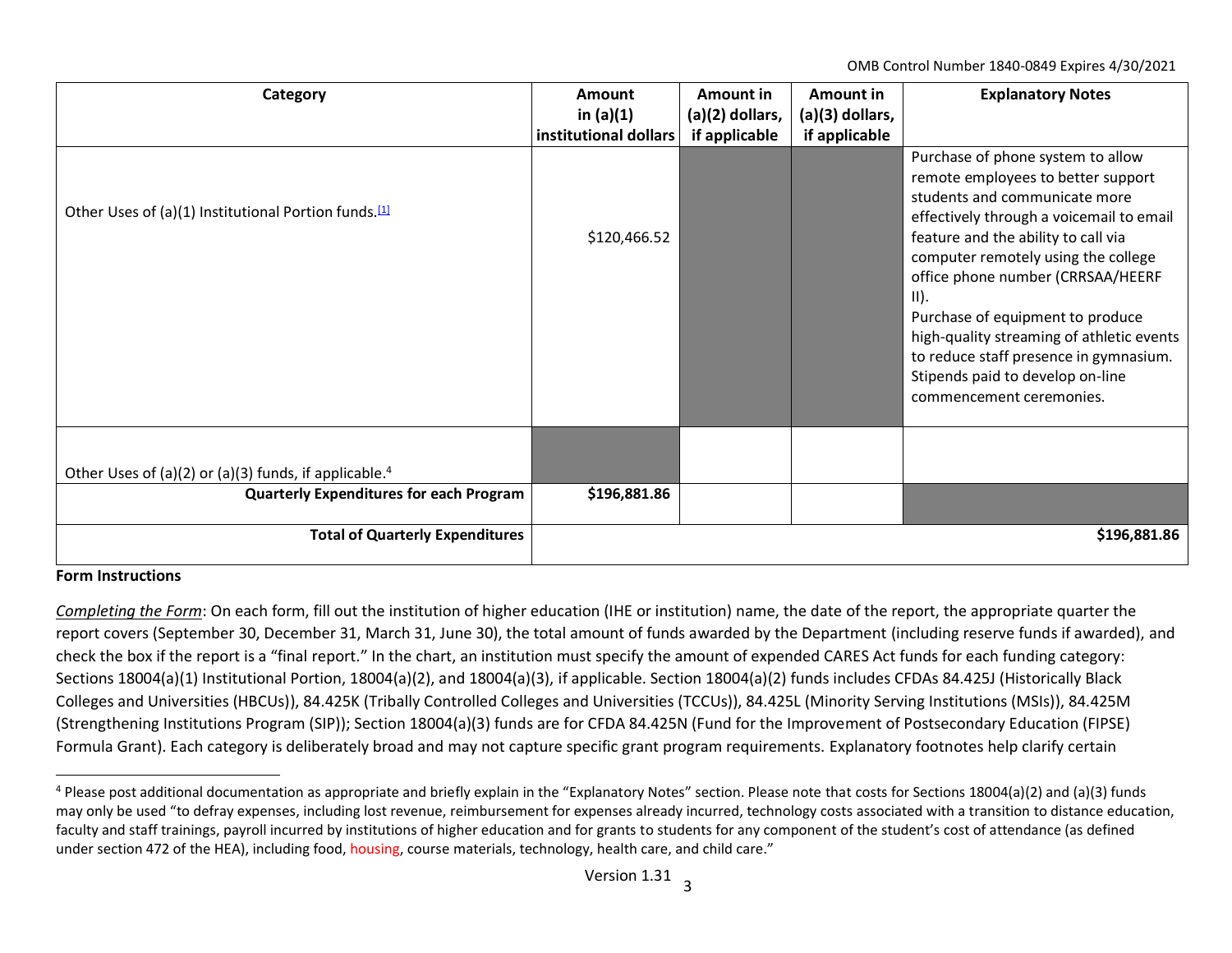| Category | Amount in (a)(1) institutional dollars | Amount in (a)(2) dollars, if applicable | Amount in (a)(3) dollars, if applicable | Explanatory Notes |
| --- | --- | --- | --- | --- |
| Other Uses of (a)(1) Institutional Portion funds.[1] | $120,466.52 | | | Purchase of phone system to allow remote employees to better support students and communicate more effectively through a voicemail to email feature and the ability to call via computer remotely using the college office phone number (CRRSAA/HEERF II). Purchase of equipment to produce high-quality streaming of athletic events to reduce staff presence in gymnasium. Stipends paid to develop on-line commencement ceremonies. |
| Other Uses of (a)(2) or (a)(3) funds, if applicable.[4] | | | | |
| **Quarterly Expenditures for each Program** | **$196,881.86** | | | |
| **Total of Quarterly Expenditures** | | | | **$196,881.86** |

**Form Instructions**

*Completing the Form*: On each form, fill out the institution of higher education (IHE or institution) name, the date of the report, the appropriate quarter the report covers (September 30, December 31, March 31, June 30), the total amount of funds awarded by the Department (including reserve funds if awarded), and check the box if the report is a "final report." In the chart, an institution must specify the amount of expended CARES Act funds for each funding category: Sections 18004(a)(1) Institutional Portion, 18004(a)(2), and 18004(a)(3), if applicable. Section 18004(a)(2) funds includes CFDAs 84.425J (Historically Black Colleges and Universities (HBCUs)), 84.425K (Tribally Controlled Colleges and Universities (TCCUs)), 84.425L (Minority Serving Institutions (MSIs)), 84.425M (Strengthening Institutions Program (SIP)); Section 18004(a)(3) funds are for CFDA 84.425N (Fund for the Improvement of Postsecondary Education (FIPSE) Formula Grant). Each category is deliberately broad and may not capture specific grant program requirements. Explanatory footnotes help clarify certain

[4] Please post additional documentation as appropriate and briefly explain in the "Explanatory Notes" section. Please note that costs for Sections 18004(a)(2) and (a)(3) funds may only be used "to defray expenses, including lost revenue, reimbursement for expenses already incurred, technology costs associated with a transition to distance education, faculty and staff trainings, payroll incurred by institutions of higher education and for grants to students for any component of the student's cost of attendance (as defined under section 472 of the HEA), including food, housing, course materials, technology, health care, and child care."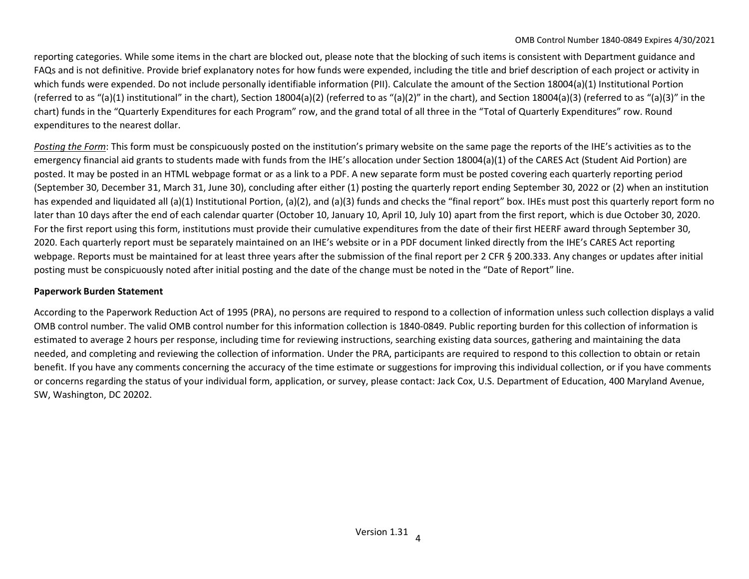reporting categories. While some items in the chart are blocked out, please note that the blocking of such items is consistent with Department guidance and FAQs and is not definitive. Provide brief explanatory notes for how funds were expended, including the title and brief description of each project or activity in which funds were expended. Do not include personally identifiable information (PII). Calculate the amount of the Section 18004(a)(1) Institutional Portion (referred to as "(a)(1) institutional" in the chart), Section 18004(a)(2) (referred to as "(a)(2)" in the chart), and Section 18004(a)(3) (referred to as "(a)(3)" in the chart) funds in the "Quarterly Expenditures for each Program" row, and the grand total of all three in the "Total of Quarterly Expenditures" row. Round expenditures to the nearest dollar.

*Posting the Form*: This form must be conspicuously posted on the institution's primary website on the same page the reports of the IHE's activities as to the emergency financial aid grants to students made with funds from the IHE's allocation under Section 18004(a)(1) of the CARES Act (Student Aid Portion) are posted. It may be posted in an HTML webpage format or as a link to a PDF. A new separate form must be posted covering each quarterly reporting period (September 30, December 31, March 31, June 30), concluding after either (1) posting the quarterly report ending September 30, 2022 or (2) when an institution has expended and liquidated all (a)(1) Institutional Portion, (a)(2), and (a)(3) funds and checks the "final report" box. IHEs must post this quarterly report form no later than 10 days after the end of each calendar quarter (October 10, January 10, April 10, July 10) apart from the first report, which is due October 30, 2020. For the first report using this form, institutions must provide their cumulative expenditures from the date of their first HEERF award through September 30, 2020. Each quarterly report must be separately maintained on an IHE's website or in a PDF document linked directly from the IHE's CARES Act reporting webpage. Reports must be maintained for at least three years after the submission of the final report per 2 CFR § 200.333. Any changes or updates after initial posting must be conspicuously noted after initial posting and the date of the change must be noted in the "Date of Report" line.

**Paperwork Burden Statement**

According to the Paperwork Reduction Act of 1995 (PRA), no persons are required to respond to a collection of information unless such collection displays a valid OMB control number. The valid OMB control number for this information collection is 1840-0849. Public reporting burden for this collection of information is estimated to average 2 hours per response, including time for reviewing instructions, searching existing data sources, gathering and maintaining the data needed, and completing and reviewing the collection of information. Under the PRA, participants are required to respond to this collection to obtain or retain benefit. If you have any comments concerning the accuracy of the time estimate or suggestions for improving this individual collection, or if you have comments or concerns regarding the status of your individual form, application, or survey, please contact: Jack Cox, U.S. Department of Education, 400 Maryland Avenue, SW, Washington, DC 20202.